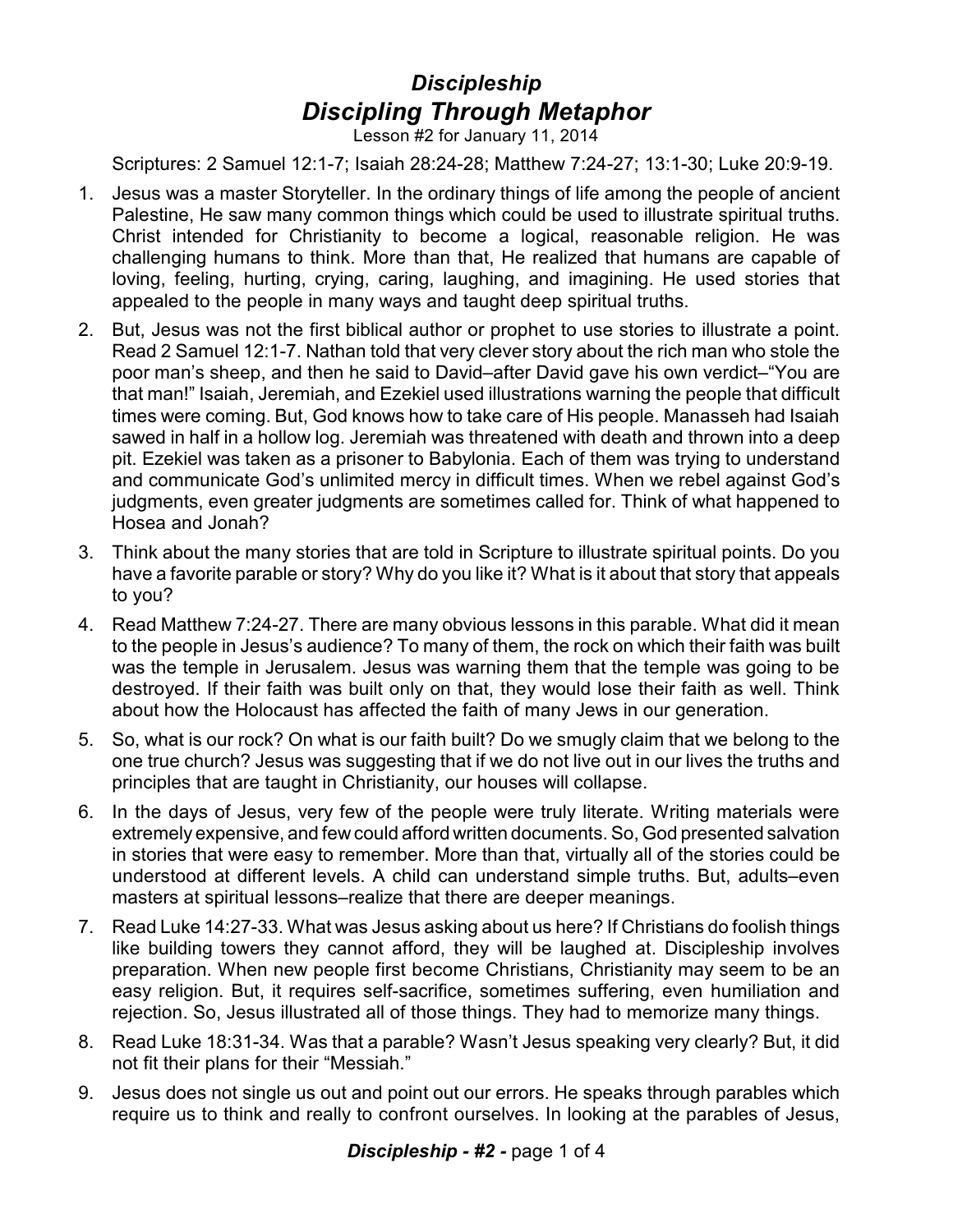# *Discipleship*

## *Discipling Through Metaphor*

Lesson #2 for January 11, 2014

Scriptures: 2 Samuel 12:1-7; Isaiah 28:24-28; Matthew 7:24-27; 13:1-30; Luke 20:9-19.

1. Jesus was a master Storyteller. In the ordinary things of life among the people of ancient Palestine, He saw many common things which could be used to illustrate spiritual truths. Christ intended for Christianity to become a logical, reasonable religion. He was challenging humans to think. More than that, He realized that humans are capable of loving, feeling, hurting, crying, caring, laughing, and imagining. He used stories that appealed to the people in many ways and taught deep spiritual truths.
2. But, Jesus was not the first biblical author or prophet to use stories to illustrate a point. Read 2 Samuel 12:1-7. Nathan told that very clever story about the rich man who stole the poor man's sheep, and then he said to David–after David gave his own verdict–"You are that man!" Isaiah, Jeremiah, and Ezekiel used illustrations warning the people that difficult times were coming. But, God knows how to take care of His people. Manasseh had Isaiah sawed in half in a hollow log. Jeremiah was threatened with death and thrown into a deep pit. Ezekiel was taken as a prisoner to Babylonia. Each of them was trying to understand and communicate God's unlimited mercy in difficult times. When we rebel against God's judgments, even greater judgments are sometimes called for. Think of what happened to Hosea and Jonah?
3. Think about the many stories that are told in Scripture to illustrate spiritual points. Do you have a favorite parable or story? Why do you like it? What is it about that story that appeals to you?
4. Read Matthew 7:24-27. There are many obvious lessons in this parable. What did it mean to the people in Jesus's audience? To many of them, the rock on which their faith was built was the temple in Jerusalem. Jesus was warning them that the temple was going to be destroyed. If their faith was built only on that, they would lose their faith as well. Think about how the Holocaust has affected the faith of many Jews in our generation.
5. So, what is our rock? On what is our faith built? Do we smugly claim that we belong to the one true church? Jesus was suggesting that if we do not live out in our lives the truths and principles that are taught in Christianity, our houses will collapse.
6. In the days of Jesus, very few of the people were truly literate. Writing materials were extremely expensive, and few could afford written documents. So, God presented salvation in stories that were easy to remember. More than that, virtually all of the stories could be understood at different levels. A child can understand simple truths. But, adults–even masters at spiritual lessons–realize that there are deeper meanings.
7. Read Luke 14:27-33. What was Jesus asking about us here? If Christians do foolish things like building towers they cannot afford, they will be laughed at. Discipleship involves preparation. When new people first become Christians, Christianity may seem to be an easy religion. But, it requires self-sacrifice, sometimes suffering, even humiliation and rejection. So, Jesus illustrated all of those things. They had to memorize many things.
8. Read Luke 18:31-34. Was that a parable? Wasn't Jesus speaking very clearly? But, it did not fit their plans for their "Messiah."
9. Jesus does not single us out and point out our errors. He speaks through parables which require us to think and really to confront ourselves. In looking at the parables of Jesus,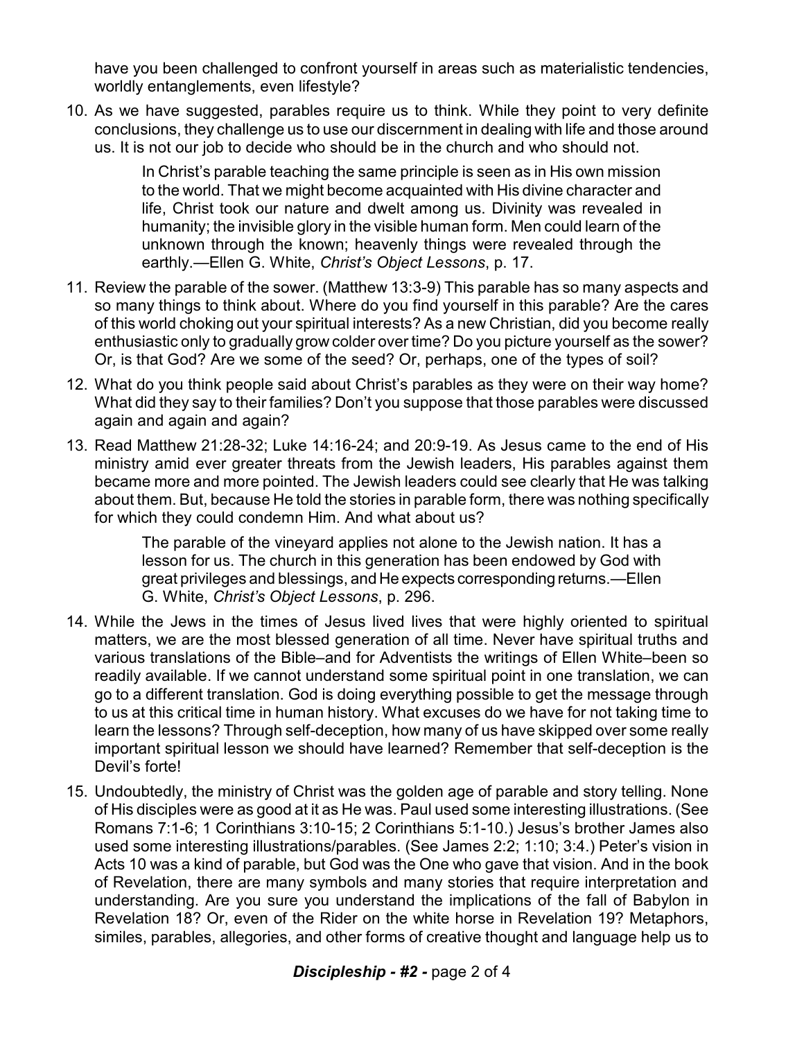have you been challenged to confront yourself in areas such as materialistic tendencies, worldly entanglements, even lifestyle?

10. As we have suggested, parables require us to think. While they point to very definite conclusions, they challenge us to use our discernment in dealing with life and those around us. It is not our job to decide who should be in the church and who should not.

 > In Christ's parable teaching the same principle is seen as in His own mission to the world. That we might become acquainted with His divine character and life, Christ took our nature and dwelt among us. Divinity was revealed in humanity; the invisible glory in the visible human form. Men could learn of the unknown through the known; heavenly things were revealed through the earthly.—Ellen G. White, *Christ's Object Lessons*, p. 17.

11. Review the parable of the sower. (Matthew 13:3-9) This parable has so many aspects and so many things to think about. Where do you find yourself in this parable? Are the cares of this world choking out your spiritual interests? As a new Christian, did you become really enthusiastic only to gradually grow colder over time? Do you picture yourself as the sower? Or, is that God? Are we some of the seed? Or, perhaps, one of the types of soil?

12. What do you think people said about Christ's parables as they were on their way home? What did they say to their families? Don't you suppose that those parables were discussed again and again and again?

13. Read Matthew 21:28-32; Luke 14:16-24; and 20:9-19. As Jesus came to the end of His ministry amid ever greater threats from the Jewish leaders, His parables against them became more and more pointed. The Jewish leaders could see clearly that He was talking about them. But, because He told the stories in parable form, there was nothing specifically for which they could condemn Him. And what about us?

 > The parable of the vineyard applies not alone to the Jewish nation. It has a lesson for us. The church in this generation has been endowed by God with great privileges and blessings, and He expects corresponding returns.—Ellen G. White, *Christ's Object Lessons*, p. 296.

14. While the Jews in the times of Jesus lived lives that were highly oriented to spiritual matters, we are the most blessed generation of all time. Never have spiritual truths and various translations of the Bible–and for Adventists the writings of Ellen White–been so readily available. If we cannot understand some spiritual point in one translation, we can go to a different translation. God is doing everything possible to get the message through to us at this critical time in human history. What excuses do we have for not taking time to learn the lessons? Through self-deception, how many of us have skipped over some really important spiritual lesson we should have learned? Remember that self-deception is the Devil's forte!

15. Undoubtedly, the ministry of Christ was the golden age of parable and story telling. None of His disciples were as good at it as He was. Paul used some interesting illustrations. (See Romans 7:1-6; 1 Corinthians 3:10-15; 2 Corinthians 5:1-10.) Jesus's brother James also used some interesting illustrations/parables. (See James 2:2; 1:10; 3:4.) Peter's vision in Acts 10 was a kind of parable, but God was the One who gave that vision. And in the book of Revelation, there are many symbols and many stories that require interpretation and understanding. Are you sure you understand the implications of the fall of Babylon in Revelation 18? Or, even of the Rider on the white horse in Revelation 19? Metaphors, similes, parables, allegories, and other forms of creative thought and language help us to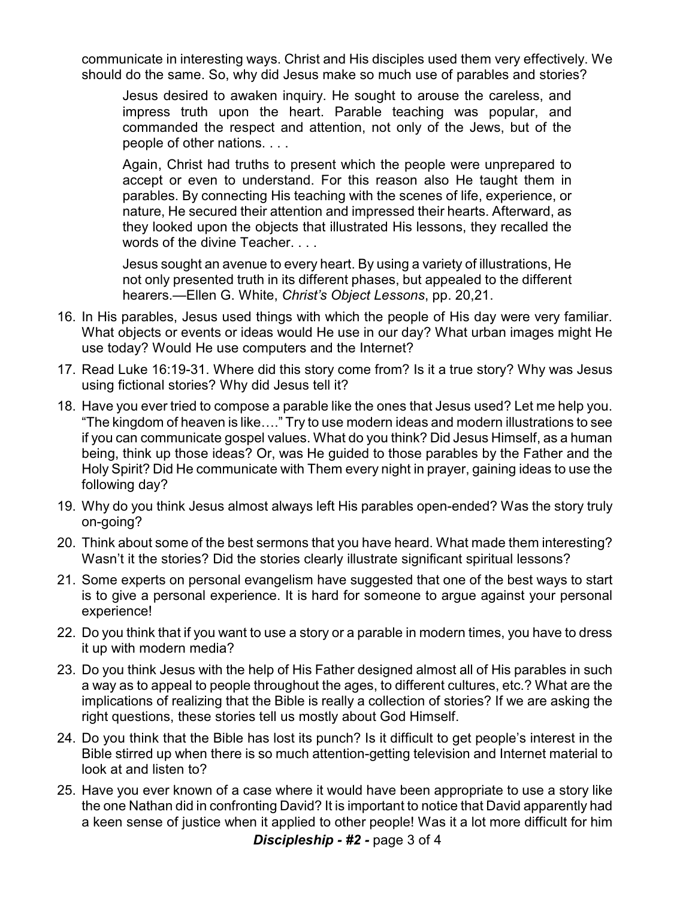communicate in interesting ways. Christ and His disciples used them very effectively. We should do the same. So, why did Jesus make so much use of parables and stories?

> Jesus desired to awaken inquiry. He sought to arouse the careless, and impress truth upon the heart. Parable teaching was popular, and commanded the respect and attention, not only of the Jews, but of the people of other nations. . . .
>
> Again, Christ had truths to present which the people were unprepared to accept or even to understand. For this reason also He taught them in parables. By connecting His teaching with the scenes of life, experience, or nature, He secured their attention and impressed their hearts. Afterward, as they looked upon the objects that illustrated His lessons, they recalled the words of the divine Teacher. . . .
>
> Jesus sought an avenue to every heart. By using a variety of illustrations, He not only presented truth in its different phases, but appealed to the different hearers.—Ellen G. White, *Christ's Object Lessons*, pp. 20,21.

16. In His parables, Jesus used things with which the people of His day were very familiar. What objects or events or ideas would He use in our day? What urban images might He use today? Would He use computers and the Internet?
17. Read Luke 16:19-31. Where did this story come from? Is it a true story? Why was Jesus using fictional stories? Why did Jesus tell it?
18. Have you ever tried to compose a parable like the ones that Jesus used? Let me help you. "The kingdom of heaven is like…." Try to use modern ideas and modern illustrations to see if you can communicate gospel values. What do you think? Did Jesus Himself, as a human being, think up those ideas? Or, was He guided to those parables by the Father and the Holy Spirit? Did He communicate with Them every night in prayer, gaining ideas to use the following day?
19. Why do you think Jesus almost always left His parables open-ended? Was the story truly on-going?
20. Think about some of the best sermons that you have heard. What made them interesting? Wasn't it the stories? Did the stories clearly illustrate significant spiritual lessons?
21. Some experts on personal evangelism have suggested that one of the best ways to start is to give a personal experience. It is hard for someone to argue against your personal experience!
22. Do you think that if you want to use a story or a parable in modern times, you have to dress it up with modern media?
23. Do you think Jesus with the help of His Father designed almost all of His parables in such a way as to appeal to people throughout the ages, to different cultures, etc.? What are the implications of realizing that the Bible is really a collection of stories? If we are asking the right questions, these stories tell us mostly about God Himself.
24. Do you think that the Bible has lost its punch? Is it difficult to get people's interest in the Bible stirred up when there is so much attention-getting television and Internet material to look at and listen to?
25. Have you ever known of a case where it would have been appropriate to use a story like the one Nathan did in confronting David? It is important to notice that David apparently had a keen sense of justice when it applied to other people! Was it a lot more difficult for him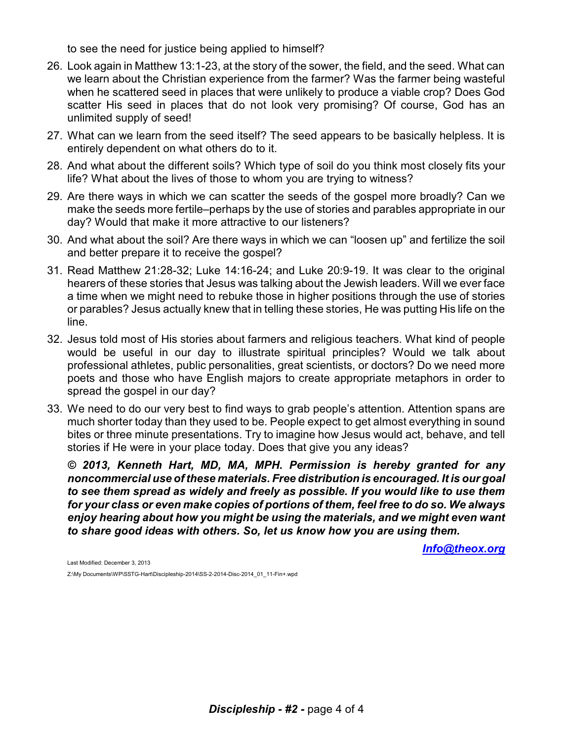to see the need for justice being applied to himself?

26. Look again in Matthew 13:1-23, at the story of the sower, the field, and the seed. What can we learn about the Christian experience from the farmer? Was the farmer being wasteful when he scattered seed in places that were unlikely to produce a viable crop? Does God scatter His seed in places that do not look very promising? Of course, God has an unlimited supply of seed!
27. What can we learn from the seed itself? The seed appears to be basically helpless. It is entirely dependent on what others do to it.
28. And what about the different soils? Which type of soil do you think most closely fits your life? What about the lives of those to whom you are trying to witness?
29. Are there ways in which we can scatter the seeds of the gospel more broadly? Can we make the seeds more fertile–perhaps by the use of stories and parables appropriate in our day? Would that make it more attractive to our listeners?
30. And what about the soil? Are there ways in which we can "loosen up" and fertilize the soil and better prepare it to receive the gospel?
31. Read Matthew 21:28-32; Luke 14:16-24; and Luke 20:9-19. It was clear to the original hearers of these stories that Jesus was talking about the Jewish leaders. Will we ever face a time when we might need to rebuke those in higher positions through the use of stories or parables? Jesus actually knew that in telling these stories, He was putting His life on the line.
32. Jesus told most of His stories about farmers and religious teachers. What kind of people would be useful in our day to illustrate spiritual principles? Would we talk about professional athletes, public personalities, great scientists, or doctors? Do we need more poets and those who have English majors to create appropriate metaphors in order to spread the gospel in our day?
33. We need to do our very best to find ways to grab people's attention. Attention spans are much shorter today than they used to be. People expect to get almost everything in sound bites or three minute presentations. Try to imagine how Jesus would act, behave, and tell stories if He were in your place today. Does that give you any ideas?

***© 2013, Kenneth Hart, MD, MA, MPH. Permission is hereby granted for any noncommercial use of these materials. Free distribution is encouraged. It is our goal to see them spread as widely and freely as possible. If you would like to use them for your class or even make copies of portions of them, feel free to do so. We always enjoy hearing about how you might be using the materials, and we might even want to share good ideas with others. So, let us know how you are using them.***

***Info@theox.org***

Last Modified: December 3, 2013

Z:\My Documents\WP\SSTG-Hart\Discipleship-2014\SS-2-2014-Disc-2014_01_11-Fin+.wpd